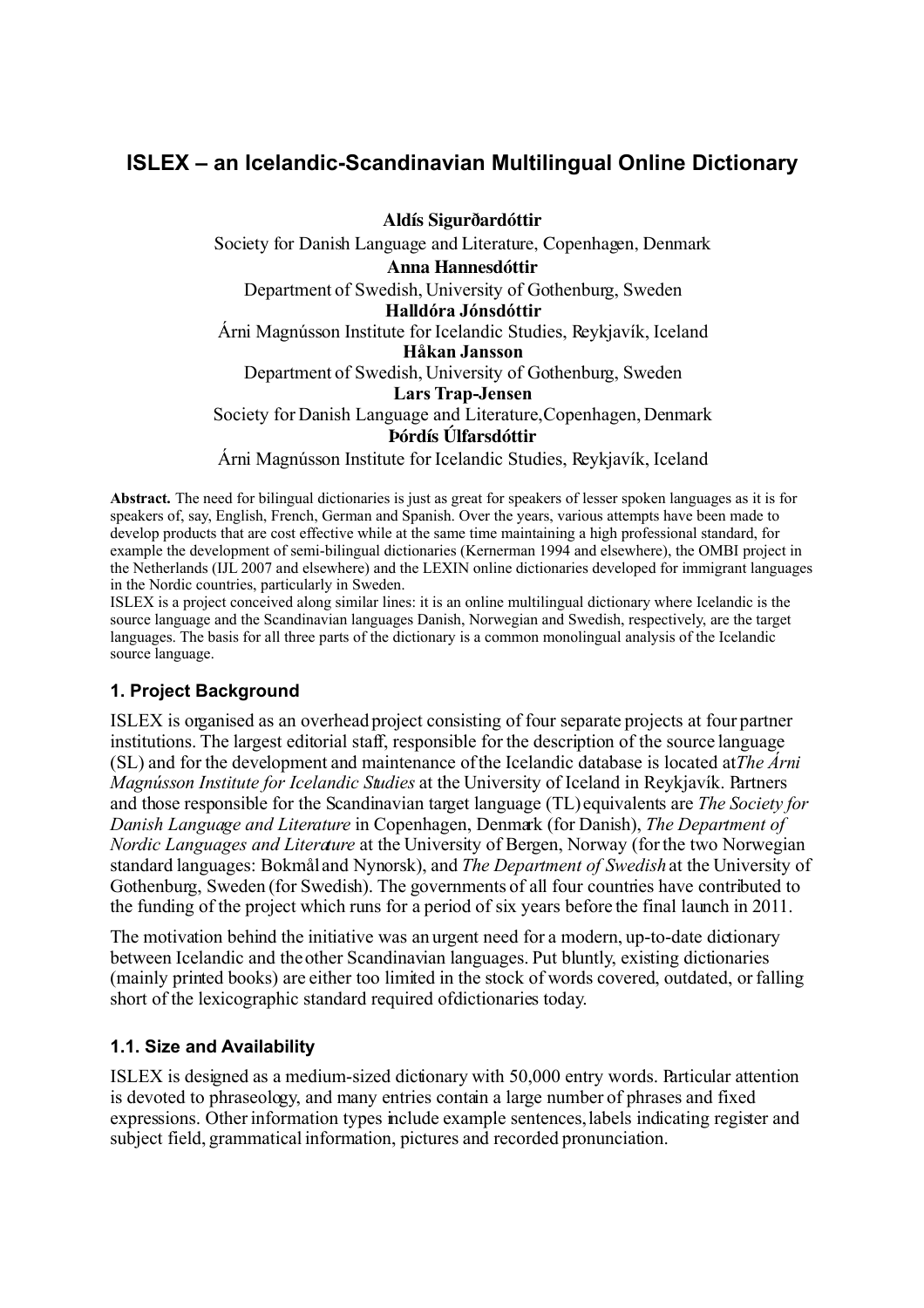# ISLEX – an Icelandic-Scandinavian Multilingual Online Dictionary

**Aldís Sigurðardóttir**
Society for Danish Language and Literature, Copenhagen, Denmark
**Anna Hannesdóttir**
Department of Swedish, University of Gothenburg, Sweden
**Halldóra Jónsdóttir**
Árni Magnússon Institute for Icelandic Studies, Reykjavík, Iceland
**Håkan Jansson**
Department of Swedish, University of Gothenburg, Sweden
**Lars Trap-Jensen**
Society for Danish Language and Literature, Copenhagen, Denmark
**Þórdís Úlfarsdóttir**
Árni Magnússon Institute for Icelandic Studies, Reykjavík, Iceland

**Abstract.** The need for bilingual dictionaries is just as great for speakers of lesser spoken languages as it is for speakers of, say, English, French, German and Spanish. Over the years, various attempts have been made to develop products that are cost effective while at the same time maintaining a high professional standard, for example the development of semi-bilingual dictionaries (Kernerman 1994 and elsewhere), the OMBI project in the Netherlands (IJL 2007 and elsewhere) and the LEXIN online dictionaries developed for immigrant languages in the Nordic countries, particularly in Sweden.
ISLEX is a project conceived along similar lines: it is an online multilingual dictionary where Icelandic is the source language and the Scandinavian languages Danish, Norwegian and Swedish, respectively, are the target languages. The basis for all three parts of the dictionary is a common monolingual analysis of the Icelandic source language.

## 1. Project Background

ISLEX is organised as an overhead project consisting of four separate projects at four partner institutions. The largest editorial staff, responsible for the description of the source language (SL) and for the development and maintenance of the Icelandic database is located at *The Árni Magnússon Institute for Icelandic Studies* at the University of Iceland in Reykjavík. Partners and those responsible for the Scandinavian target language (TL) equivalents are *The Society for Danish Language and Literature* in Copenhagen, Denmark (for Danish), *The Department of Nordic Languages and Literature* at the University of Bergen, Norway (for the two Norwegian standard languages: Bokmål and Nynorsk), and *The Department of Swedish* at the University of Gothenburg, Sweden (for Swedish). The governments of all four countries have contributed to the funding of the project which runs for a period of six years before the final launch in 2011.

The motivation behind the initiative was an urgent need for a modern, up-to-date dictionary between Icelandic and the other Scandinavian languages. Put bluntly, existing dictionaries (mainly printed books) are either too limited in the stock of words covered, outdated, or falling short of the lexicographic standard required of dictionaries today.

### 1.1. Size and Availability

ISLEX is designed as a medium-sized dictionary with 50,000 entry words. Particular attention is devoted to phraseology, and many entries contain a large number of phrases and fixed expressions. Other information types include example sentences, labels indicating register and subject field, grammatical information, pictures and recorded pronunciation.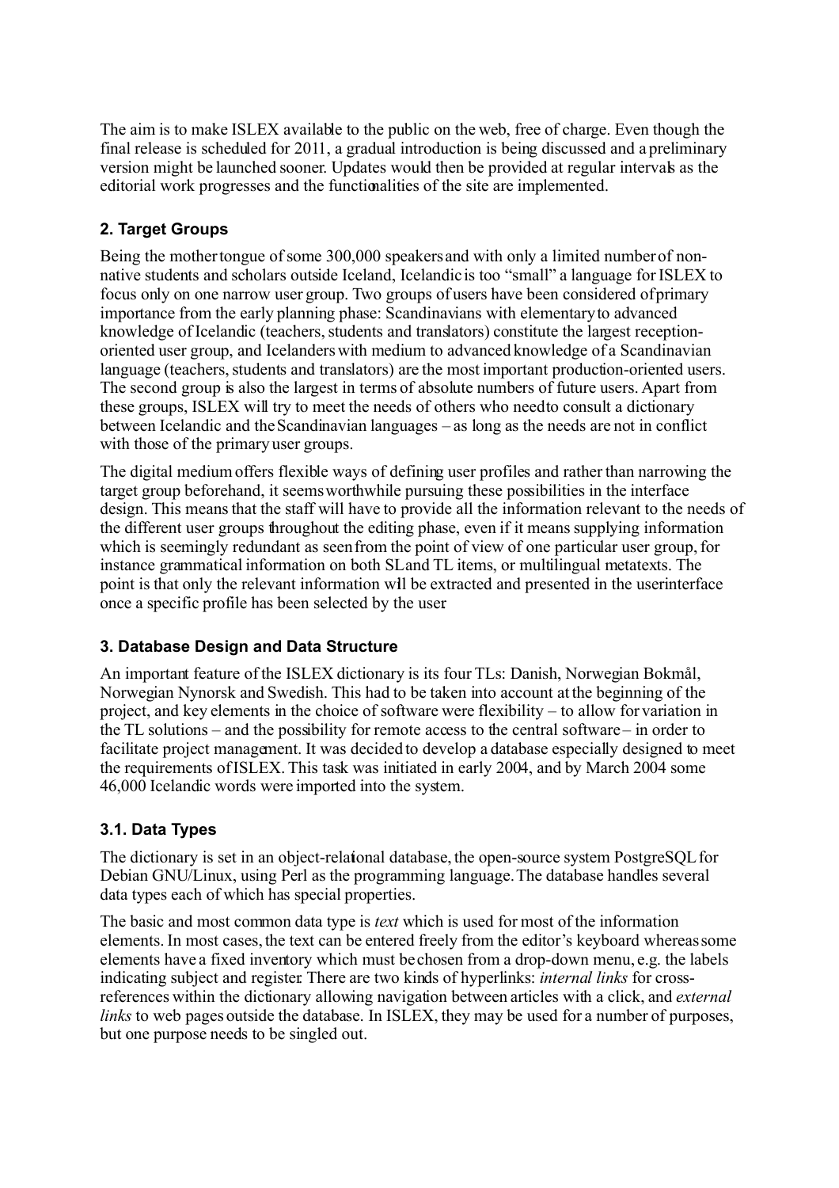The aim is to make ISLEX available to the public on the web, free of charge. Even though the final release is scheduled for 2011, a gradual introduction is being discussed and a preliminary version might be launched sooner. Updates would then be provided at regular intervals as the editorial work progresses and the functionalities of the site are implemented.

## 2. Target Groups

Being the mother tongue of some 300,000 speakers and with only a limited number of non-native students and scholars outside Iceland, Icelandic is too "small" a language for ISLEX to focus only on one narrow user group. Two groups of users have been considered of primary importance from the early planning phase: Scandinavians with elementary to advanced knowledge of Icelandic (teachers, students and translators) constitute the largest reception-oriented user group, and Icelanders with medium to advanced knowledge of a Scandinavian language (teachers, students and translators) are the most important production-oriented users. The second group is also the largest in terms of absolute numbers of future users. Apart from these groups, ISLEX will try to meet the needs of others who need to consult a dictionary between Icelandic and the Scandinavian languages – as long as the needs are not in conflict with those of the primary user groups.

The digital medium offers flexible ways of defining user profiles and rather than narrowing the target group beforehand, it seems worthwhile pursuing these possibilities in the interface design. This means that the staff will have to provide all the information relevant to the needs of the different user groups throughout the editing phase, even if it means supplying information which is seemingly redundant as seen from the point of view of one particular user group, for instance grammatical information on both SL and TL items, or multilingual metatexts. The point is that only the relevant information will be extracted and presented in the user interface once a specific profile has been selected by the user.

## 3. Database Design and Data Structure

An important feature of the ISLEX dictionary is its four TLs: Danish, Norwegian Bokmål, Norwegian Nynorsk and Swedish. This had to be taken into account at the beginning of the project, and key elements in the choice of software were flexibility – to allow for variation in the TL solutions – and the possibility for remote access to the central software – in order to facilitate project management. It was decided to develop a database especially designed to meet the requirements of ISLEX. This task was initiated in early 2004, and by March 2004 some 46,000 Icelandic words were imported into the system.

### 3.1. Data Types

The dictionary is set in an object-relational database, the open-source system PostgreSQL for Debian GNU/Linux, using Perl as the programming language. The database handles several data types each of which has special properties.

The basic and most common data type is *text* which is used for most of the information elements. In most cases, the text can be entered freely from the editor's keyboard whereas some elements have a fixed inventory which must be chosen from a drop-down menu, e.g. the labels indicating subject and register. There are two kinds of hyperlinks: *internal links* for cross-references within the dictionary allowing navigation between articles with a click, and *external links* to web pages outside the database. In ISLEX, they may be used for a number of purposes, but one purpose needs to be singled out.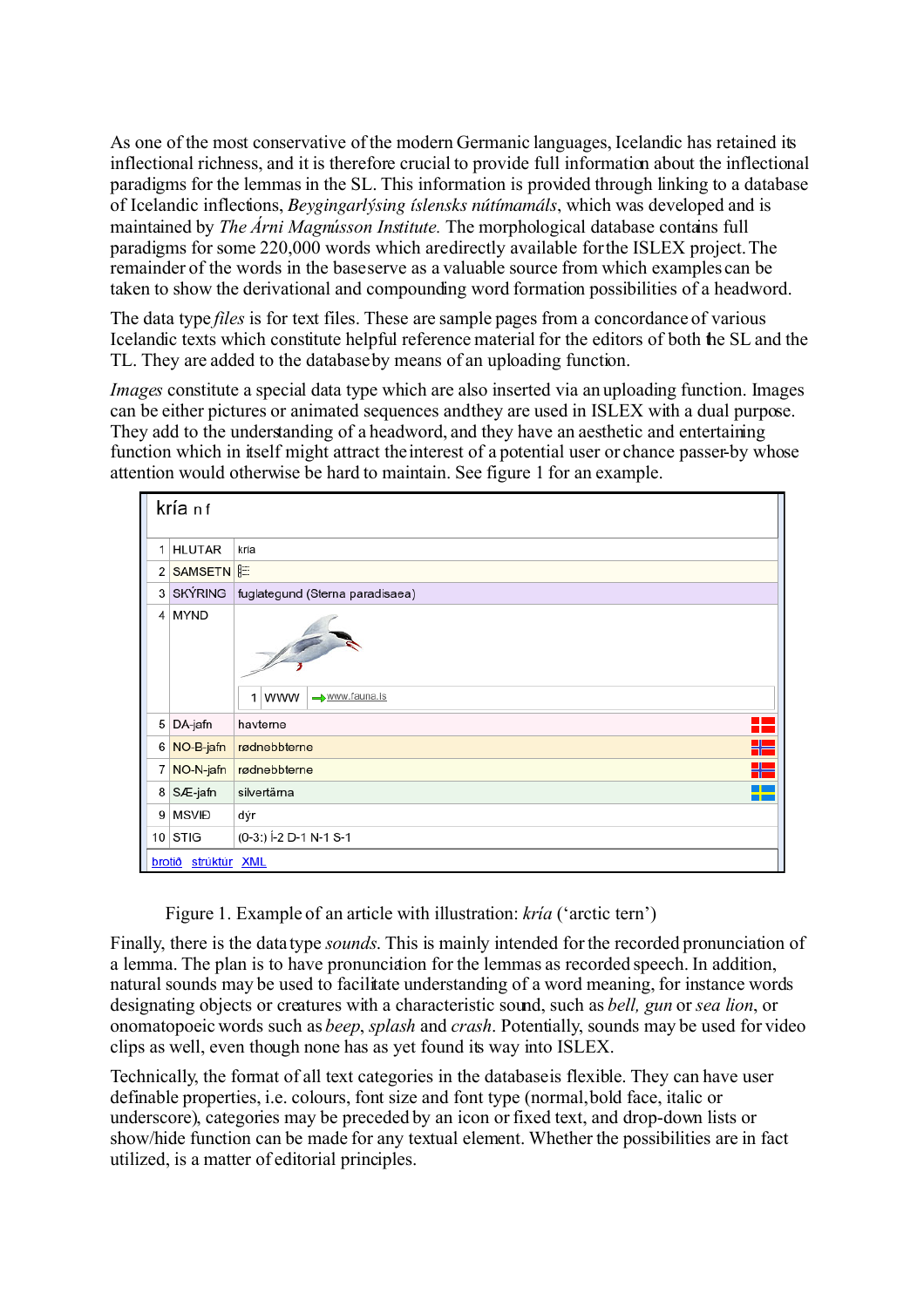As one of the most conservative of the modern Germanic languages, Icelandic has retained its inflectional richness, and it is therefore crucial to provide full information about the inflectional paradigms for the lemmas in the SL. This information is provided through linking to a database of Icelandic inflections, *Beygingarlýsing íslensks nútímamáls*, which was developed and is maintained by *The Árni Magnússon Institute.* The morphological database contains full paradigms for some 220,000 words which are directly available for the ISLEX project. The remainder of the words in the base serve as a valuable source from which examples can be taken to show the derivational and compounding word formation possibilities of a headword.

The data type *files* is for text files. These are sample pages from a concordance of various Icelandic texts which constitute helpful reference material for the editors of both the SL and the TL. They are added to the database by means of an uploading function.

*Images* constitute a special data type which are also inserted via an uploading function. Images can be either pictures or animated sequences and they are used in ISLEX with a dual purpose. They add to the understanding of a headword, and they have an aesthetic and entertaining function which in itself might attract the interest of a potential user or chance passer-by whose attention would otherwise be hard to maintain. See figure 1 for an example.

**kría** n f

| | | |
|---|---|---|
| 1 | HLUTAR | kría |
| 2 | SAMSETN | |
| 3 | SKÝRING | fuglategund (Sterna paradisaea) |
| 4 | MYND | 1 WWW www.fauna.is |
| 5 | DA-jafn | havterne |
| 6 | NO-B-jafn | rødnebbterne |
| 7 | NO-N-jafn | rødnebbterne |
| 8 | SÆ-jafn | silvertärna |
| 9 | MSVIÐ | dýr |
| 10 | STIG | (0-3:) Í-2 D-1 N-1 S-1 |

brotið strúktúr XML

Figure 1. Example of an article with illustration: *kría* ('arctic tern')

Finally, there is the data type *sounds*. This is mainly intended for the recorded pronunciation of a lemma. The plan is to have pronunciation for the lemmas as recorded speech. In addition, natural sounds may be used to facilitate understanding of a word meaning, for instance words designating objects or creatures with a characteristic sound, such as *bell, gun* or *sea lion*, or onomatopoeic words such as *beep*, *splash* and *crash*. Potentially, sounds may be used for video clips as well, even though none has as yet found its way into ISLEX.

Technically, the format of all text categories in the database is flexible. They can have user definable properties, i.e. colours, font size and font type (normal, bold face, italic or underscore), categories may be preceded by an icon or fixed text, and drop-down lists or show/hide function can be made for any textual element. Whether the possibilities are in fact utilized, is a matter of editorial principles.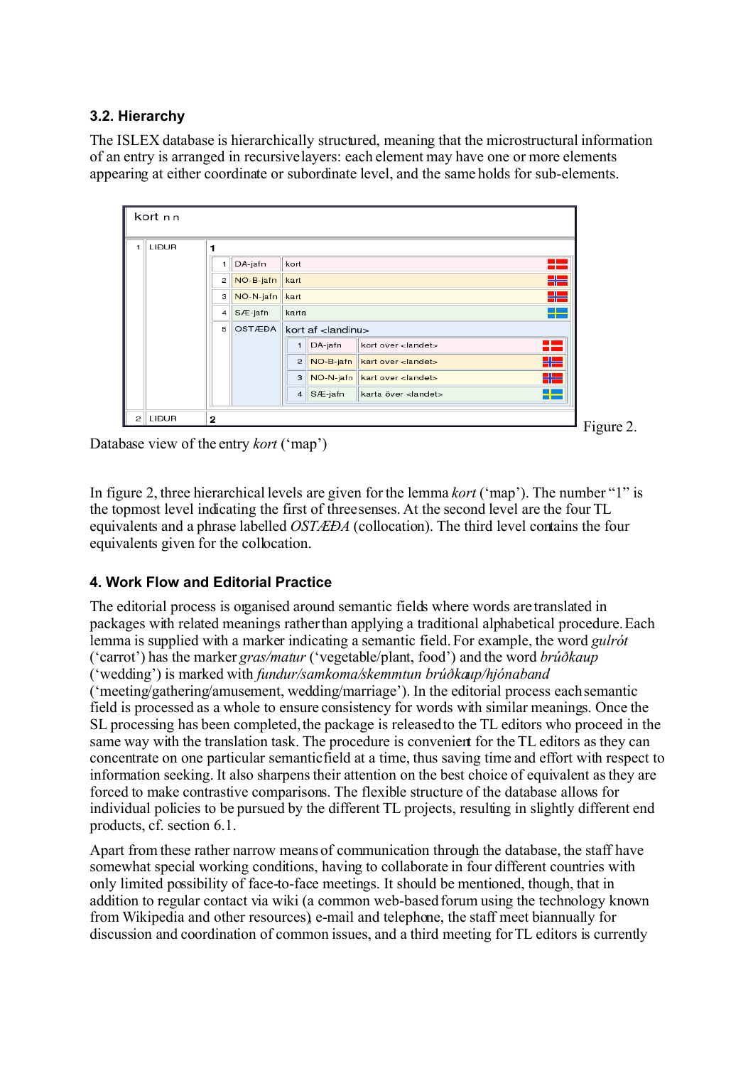### 3.2. Hierarchy

The ISLEX database is hierarchically structured, meaning that the microstructural information of an entry is arranged in recursive layers: each element may have one or more elements appearing at either coordinate or subordinate level, and the same holds for sub-elements.

kort n n

| | | | | | | | |
|---|---|---|---|---|---|---|---|
| 1 | LIÐUR | 1 | | | | | |
| | | 1 | DA-jafn | kort | | | |
| | | 2 | NO-B-jafn | kart | | | |
| | | 3 | NO-N-jafn | kart | | | |
| | | 4 | SÆ-jafn | karta | | | |
| | | 5 | OSTÆÐA | kort af <landinu> | | | |
| | | | | 1 | DA-jafn | kort over <landet> | |
| | | | | 2 | NO-B-jafn | kart over <landet> | |
| | | | | 3 | NO-N-jafn | kart over <landet> | |
| | | | | 4 | SÆ-jafn | karta över <landet> | |
| 2 | LIÐUR | 2 | | | | | |

Figure 2. Database view of the entry *kort* ('map')

In figure 2, three hierarchical levels are given for the lemma *kort* ('map'). The number "1" is the topmost level indicating the first of three senses. At the second level are the four TL equivalents and a phrase labelled *OSTÆÐA* (collocation). The third level contains the four equivalents given for the collocation.

## 4. Work Flow and Editorial Practice

The editorial process is organised around semantic fields where words are translated in packages with related meanings rather than applying a traditional alphabetical procedure. Each lemma is supplied with a marker indicating a semantic field. For example, the word *gulrót* ('carrot') has the marker *gras/matur* ('vegetable/plant, food') and the word *brúðkaup* ('wedding') is marked with *fundur/samkoma/skemmtun brúðkaup/hjónaband* ('meeting/gathering/amusement, wedding/marriage'). In the editorial process each semantic field is processed as a whole to ensure consistency for words with similar meanings. Once the SL processing has been completed, the package is released to the TL editors who proceed in the same way with the translation task. The procedure is convenient for the TL editors as they can concentrate on one particular semantic field at a time, thus saving time and effort with respect to information seeking. It also sharpens their attention on the best choice of equivalent as they are forced to make contrastive comparisons. The flexible structure of the database allows for individual policies to be pursued by the different TL projects, resulting in slightly different end products, cf. section 6.1.

Apart from these rather narrow means of communication through the database, the staff have somewhat special working conditions, having to collaborate in four different countries with only limited possibility of face-to-face meetings. It should be mentioned, though, that in addition to regular contact via wiki (a common web-based forum using the technology known from Wikipedia and other resources), e-mail and telephone, the staff meet biannually for discussion and coordination of common issues, and a third meeting for TL editors is currently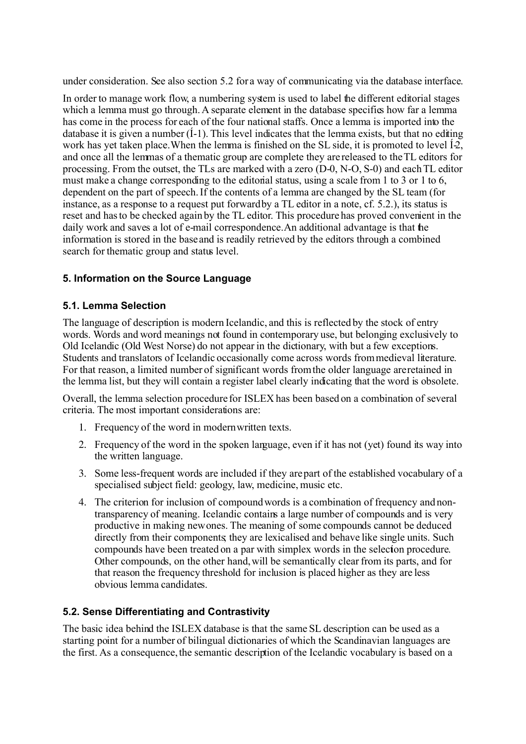under consideration. See also section 5.2 for a way of communicating via the database interface.

In order to manage work flow, a numbering system is used to label the different editorial stages which a lemma must go through. A separate element in the database specifies how far a lemma has come in the process for each of the four national staffs. Once a lemma is imported into the database it is given a number (Í-1). This level indicates that the lemma exists, but that no editing work has yet taken place. When the lemma is finished on the SL side, it is promoted to level Í-2, and once all the lemmas of a thematic group are complete they are released to the TL editors for processing. From the outset, the TLs are marked with a zero (D-0, N-O, S-0) and each TL editor must make a change corresponding to the editorial status, using a scale from 1 to 3 or 1 to 6, dependent on the part of speech. If the contents of a lemma are changed by the SL team (for instance, as a response to a request put forward by a TL editor in a note, cf. 5.2.), its status is reset and has to be checked again by the TL editor. This procedure has proved convenient in the daily work and saves a lot of e-mail correspondence. An additional advantage is that the information is stored in the base and is readily retrieved by the editors through a combined search for thematic group and status level.

### 5. Information on the Source Language

#### 5.1. Lemma Selection

The language of description is modern Icelandic, and this is reflected by the stock of entry words. Words and word meanings not found in contemporary use, but belonging exclusively to Old Icelandic (Old West Norse) do not appear in the dictionary, with but a few exceptions. Students and translators of Icelandic occasionally come across words from medieval literature. For that reason, a limited number of significant words from the older language are retained in the lemma list, but they will contain a register label clearly indicating that the word is obsolete.

Overall, the lemma selection procedure for ISLEX has been based on a combination of several criteria. The most important considerations are:

1. Frequency of the word in modern written texts.
2. Frequency of the word in the spoken language, even if it has not (yet) found its way into the written language.
3. Some less-frequent words are included if they are part of the established vocabulary of a specialised subject field: geology, law, medicine, music etc.
4. The criterion for inclusion of compound words is a combination of frequency and non-transparency of meaning. Icelandic contains a large number of compounds and is very productive in making new ones. The meaning of some compounds cannot be deduced directly from their components; they are lexicalised and behave like single units. Such compounds have been treated on a par with simplex words in the selection procedure. Other compounds, on the other hand, will be semantically clear from its parts, and for that reason the frequency threshold for inclusion is placed higher as they are less obvious lemma candidates.

#### 5.2. Sense Differentiating and Contrastivity

The basic idea behind the ISLEX database is that the same SL description can be used as a starting point for a number of bilingual dictionaries of which the Scandinavian languages are the first. As a consequence, the semantic description of the Icelandic vocabulary is based on a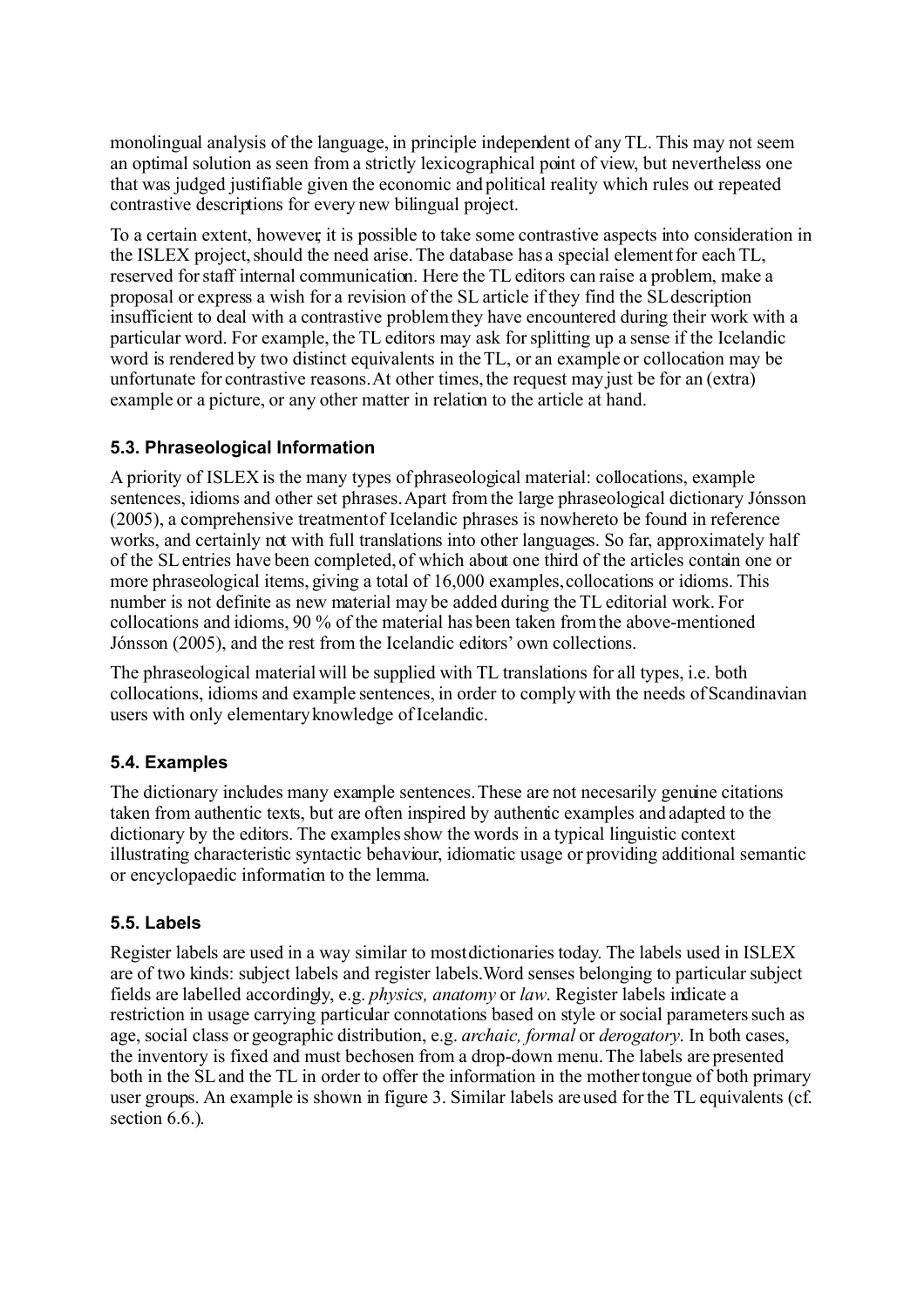monolingual analysis of the language, in principle independent of any TL. This may not seem an optimal solution as seen from a strictly lexicographical point of view, but nevertheless one that was judged justifiable given the economic and political reality which rules out repeated contrastive descriptions for every new bilingual project.

To a certain extent, however, it is possible to take some contrastive aspects into consideration in the ISLEX project, should the need arise. The database has a special element for each TL, reserved for staff internal communication. Here the TL editors can raise a problem, make a proposal or express a wish for a revision of the SL article if they find the SL description insufficient to deal with a contrastive problem they have encountered during their work with a particular word. For example, the TL editors may ask for splitting up a sense if the Icelandic word is rendered by two distinct equivalents in the TL, or an example or collocation may be unfortunate for contrastive reasons. At other times, the request may just be for an (extra) example or a picture, or any other matter in relation to the article at hand.

### 5.3. Phraseological Information

A priority of ISLEX is the many types of phraseological material: collocations, example sentences, idioms and other set phrases. Apart from the large phraseological dictionary Jónsson (2005), a comprehensive treatment of Icelandic phrases is nowhereto be found in reference works, and certainly not with full translations into other languages. So far, approximately half of the SL entries have been completed, of which about one third of the articles contain one or more phraseological items, giving a total of 16,000 examples, collocations or idioms. This number is not definite as new material may be added during the TL editorial work. For collocations and idioms, 90 % of the material has been taken from the above-mentioned Jónsson (2005), and the rest from the Icelandic editors' own collections.

The phraseological material will be supplied with TL translations for all types, i.e. both collocations, idioms and example sentences, in order to comply with the needs of Scandinavian users with only elementary knowledge of Icelandic.

### 5.4. Examples

The dictionary includes many example sentences. These are not necesarily genuine citations taken from authentic texts, but are often inspired by authentic examples and adapted to the dictionary by the editors. The examples show the words in a typical linguistic context illustrating characteristic syntactic behaviour, idiomatic usage or providing additional semantic or encyclopaedic information to the lemma.

### 5.5. Labels

Register labels are used in a way similar to most dictionaries today. The labels used in ISLEX are of two kinds: subject labels and register labels. Word senses belonging to particular subject fields are labelled accordingly, e.g. *physics, anatomy* or *law*. Register labels indicate a restriction in usage carrying particular connotations based on style or social parameters such as age, social class or geographic distribution, e.g. *archaic, formal* or *derogatory*. In both cases, the inventory is fixed and must bechosen from a drop-down menu. The labels are presented both in the SL and the TL in order to offer the information in the mother tongue of both primary user groups. An example is shown in figure 3. Similar labels are used for the TL equivalents (cf. section 6.6.).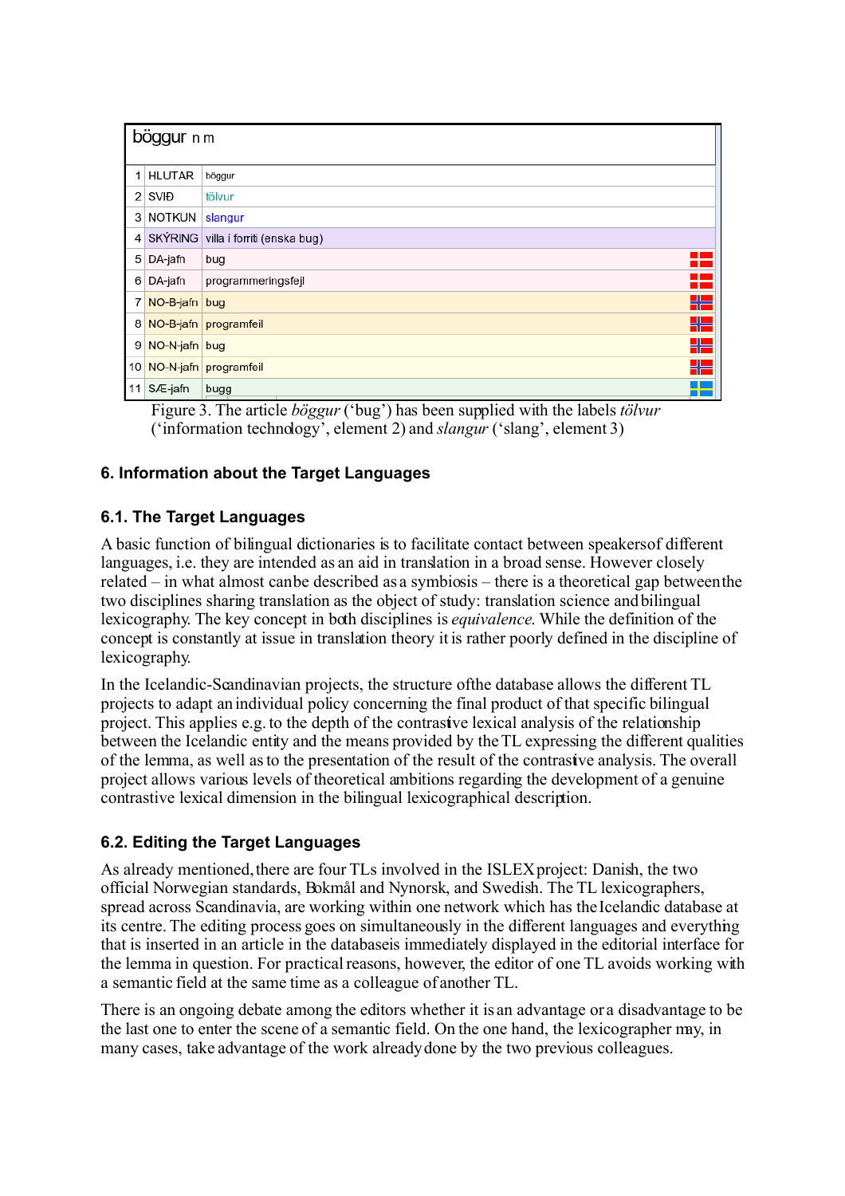| böggur n m | | |
|---|---|---|
| 1 | HLUTAR | böggur |
| 2 | SVIÐ | tölvur |
| 3 | NOTKUN | slangur |
| 4 | SKÝRING | villa í forriti (enska bug) |
| 5 | DA-jafn | bug |
| 6 | DA-jafn | programmeringsfejl |
| 7 | NO-B-jafn | bug |
| 8 | NO-B-jafn | programfeil |
| 9 | NO-N-jafn | bug |
| 10 | NO-N-jafn | programfeil |
| 11 | SÆ-jafn | bugg |

Figure 3. The article *böggur* ('bug') has been supplied with the labels *tölvur* ('information technology', element 2) and *slangur* ('slang', element 3)

## 6. Information about the Target Languages

### 6.1. The Target Languages

A basic function of bilingual dictionaries is to facilitate contact between speakers of different languages, i.e. they are intended as an aid in translation in a broad sense. However closely related – in what almost can be described as a symbiosis – there is a theoretical gap between the two disciplines sharing translation as the object of study: translation science and bilingual lexicography. The key concept in both disciplines is *equivalence*. While the definition of the concept is constantly at issue in translation theory it is rather poorly defined in the discipline of lexicography.

In the Icelandic-Scandinavian projects, the structure of the database allows the different TL projects to adapt an individual policy concerning the final product of that specific bilingual project. This applies e.g. to the depth of the contrastive lexical analysis of the relationship between the Icelandic entity and the means provided by the TL expressing the different qualities of the lemma, as well as to the presentation of the result of the contrastive analysis. The overall project allows various levels of theoretical ambitions regarding the development of a genuine contrastive lexical dimension in the bilingual lexicographical description.

### 6.2. Editing the Target Languages

As already mentioned, there are four TLs involved in the ISLEX project: Danish, the two official Norwegian standards, Bokmål and Nynorsk, and Swedish. The TL lexicographers, spread across Scandinavia, are working within one network which has the Icelandic database at its centre. The editing process goes on simultaneously in the different languages and everything that is inserted in an article in the database is immediately displayed in the editorial interface for the lemma in question. For practical reasons, however, the editor of one TL avoids working with a semantic field at the same time as a colleague of another TL.

There is an ongoing debate among the editors whether it is an advantage or a disadvantage to be the last one to enter the scene of a semantic field. On the one hand, the lexicographer may, in many cases, take advantage of the work already done by the two previous colleagues.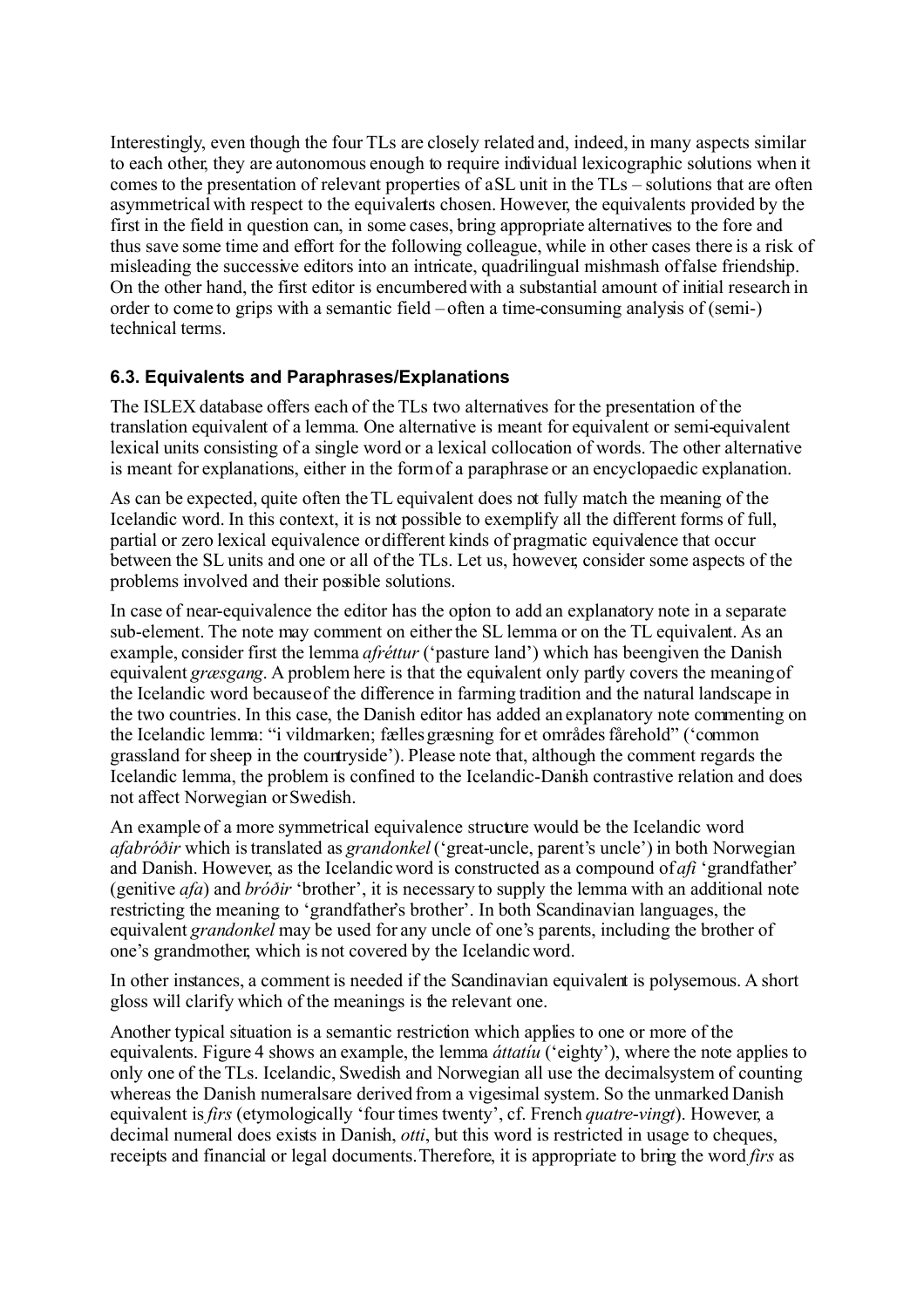Interestingly, even though the four TLs are closely related and, indeed, in many aspects similar to each other, they are autonomous enough to require individual lexicographic solutions when it comes to the presentation of relevant properties of a SL unit in the TLs – solutions that are often asymmetrical with respect to the equivalents chosen. However, the equivalents provided by the first in the field in question can, in some cases, bring appropriate alternatives to the fore and thus save some time and effort for the following colleague, while in other cases there is a risk of misleading the successive editors into an intricate, quadrilingual mishmash of false friendship. On the other hand, the first editor is encumbered with a substantial amount of initial research in order to come to grips with a semantic field – often a time-consuming analysis of (semi-) technical terms.

### 6.3. Equivalents and Paraphrases/Explanations

The ISLEX database offers each of the TLs two alternatives for the presentation of the translation equivalent of a lemma. One alternative is meant for equivalent or semi-equivalent lexical units consisting of a single word or a lexical collocation of words. The other alternative is meant for explanations, either in the form of a paraphrase or an encyclopaedic explanation.

As can be expected, quite often the TL equivalent does not fully match the meaning of the Icelandic word. In this context, it is not possible to exemplify all the different forms of full, partial or zero lexical equivalence or different kinds of pragmatic equivalence that occur between the SL units and one or all of the TLs. Let us, however, consider some aspects of the problems involved and their possible solutions.

In case of near-equivalence the editor has the opion to add an explanatory note in a separate sub-element. The note may comment on either the SL lemma or on the TL equivalent. As an example, consider first the lemma *afréttur* ('pasture land') which has been given the Danish equivalent *græsgang*. A problem here is that the equivalent only partly covers the meaning of the Icelandic word because of the difference in farming tradition and the natural landscape in the two countries. In this case, the Danish editor has added an explanatory note commenting on the Icelandic lemma: "i vildmarken; fællesgræsning for et områdes fårehold" ('common grassland for sheep in the countryside'). Please note that, although the comment regards the Icelandic lemma, the problem is confined to the Icelandic-Danish contrastive relation and does not affect Norwegian or Swedish.

An example of a more symmetrical equivalence structure would be the Icelandic word *afabróðir* which is translated as *grandonkel* ('great-uncle, parent's uncle') in both Norwegian and Danish. However, as the Icelandic word is constructed as a compound of *afi* 'grandfather' (genitive *afa*) and *bróðir* 'brother', it is necessary to supply the lemma with an additional note restricting the meaning to 'grandfather's brother'. In both Scandinavian languages, the equivalent *grandonkel* may be used for any uncle of one's parents, including the brother of one's grandmother, which is not covered by the Icelandic word.

In other instances, a comment is needed if the Scandinavian equivalent is polysemous. A short gloss will clarify which of the meanings is the relevant one.

Another typical situation is a semantic restriction which applies to one or more of the equivalents. Figure 4 shows an example, the lemma *áttatíu* ('eighty'), where the note applies to only one of the TLs. Icelandic, Swedish and Norwegian all use the decimal system of counting whereas the Danish numerals are derived from a vigesimal system. So the unmarked Danish equivalent is *firs* (etymologically 'four times twenty', cf. French *quatre-vingt*). However, a decimal numeral does exists in Danish, *otti*, but this word is restricted in usage to cheques, receipts and financial or legal documents. Therefore, it is appropriate to bring the word *firs* as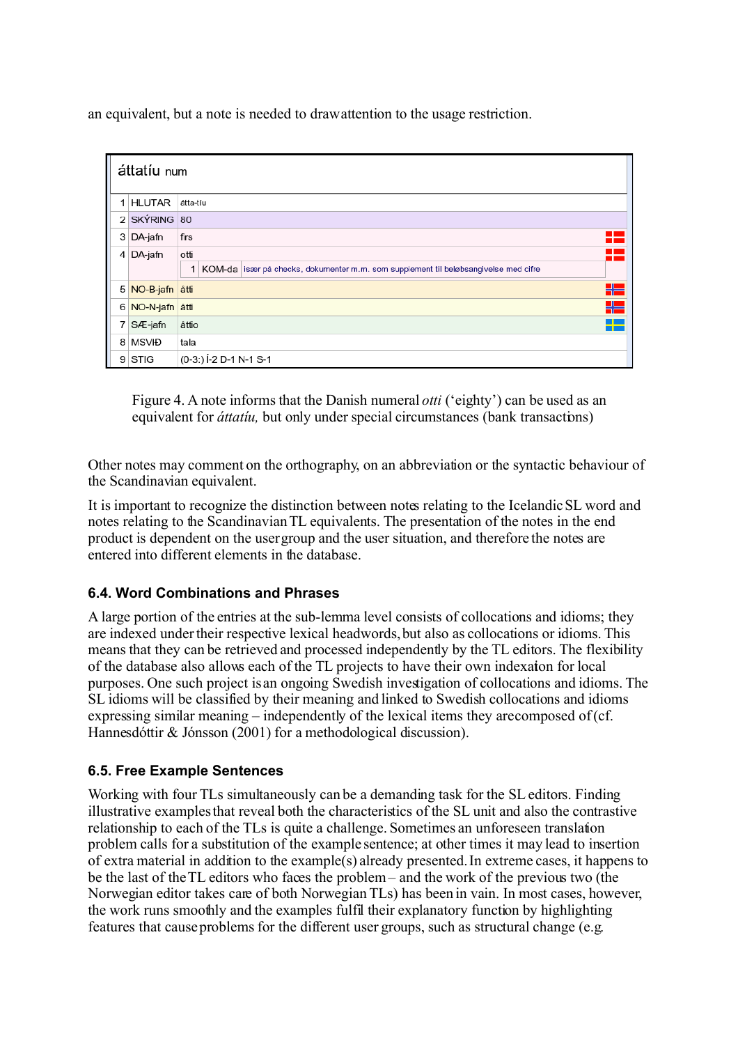an equivalent, but a note is needed to draw attention to the usage restriction.

| áttatíu num | | | | |
|---|---|---|---|---|
| 1 | HLUTAR | átta-tíu | | |
| 2 | SKÝRING | 80 | | |
| 3 | DA-jafn | firs | | |
| 4 | DA-jafn | otti | | |
| | 1 | KOM-da | især på checks, dokumenter m.m. som supplement til beløbsangivelse med cifre | |
| 5 | NO-B-jafn | åtti | | |
| 6 | NO-N-jafn | åtti | | |
| 7 | SÆ-jafn | åttio | | |
| 8 | MSVIÐ | tala | | |
| 9 | STIG | (0-3:) Í-2 D-1 N-1 S-1 | | |

Figure 4. A note informs that the Danish numeral *otti* ('eighty') can be used as an equivalent for *áttatíu,* but only under special circumstances (bank transactions)

Other notes may comment on the orthography, on an abbreviation or the syntactic behaviour of the Scandinavian equivalent.

It is important to recognize the distinction between notes relating to the Icelandic SL word and notes relating to the Scandinavian TL equivalents. The presentation of the notes in the end product is dependent on the user group and the user situation, and therefore the notes are entered into different elements in the database.

### 6.4. Word Combinations and Phrases

A large portion of the entries at the sub-lemma level consists of collocations and idioms; they are indexed under their respective lexical headwords, but also as collocations or idioms. This means that they can be retrieved and processed independently by the TL editors. The flexibility of the database also allows each of the TL projects to have their own indexation for local purposes. One such project is an ongoing Swedish investigation of collocations and idioms. The SL idioms will be classified by their meaning and linked to Swedish collocations and idioms expressing similar meaning – independently of the lexical items they are composed of (cf. Hannesdóttir & Jónsson (2001) for a methodological discussion).

### 6.5. Free Example Sentences

Working with four TLs simultaneously can be a demanding task for the SL editors. Finding illustrative examples that reveal both the characteristics of the SL unit and also the contrastive relationship to each of the TLs is quite a challenge. Sometimes an unforeseen translation problem calls for a substitution of the example sentence; at other times it may lead to insertion of extra material in addition to the example(s) already presented. In extreme cases, it happens to be the last of the TL editors who faces the problem – and the work of the previous two (the Norwegian editor takes care of both Norwegian TLs) has been in vain. In most cases, however, the work runs smoothly and the examples fulfil their explanatory function by highlighting features that cause problems for the different user groups, such as structural change (e.g.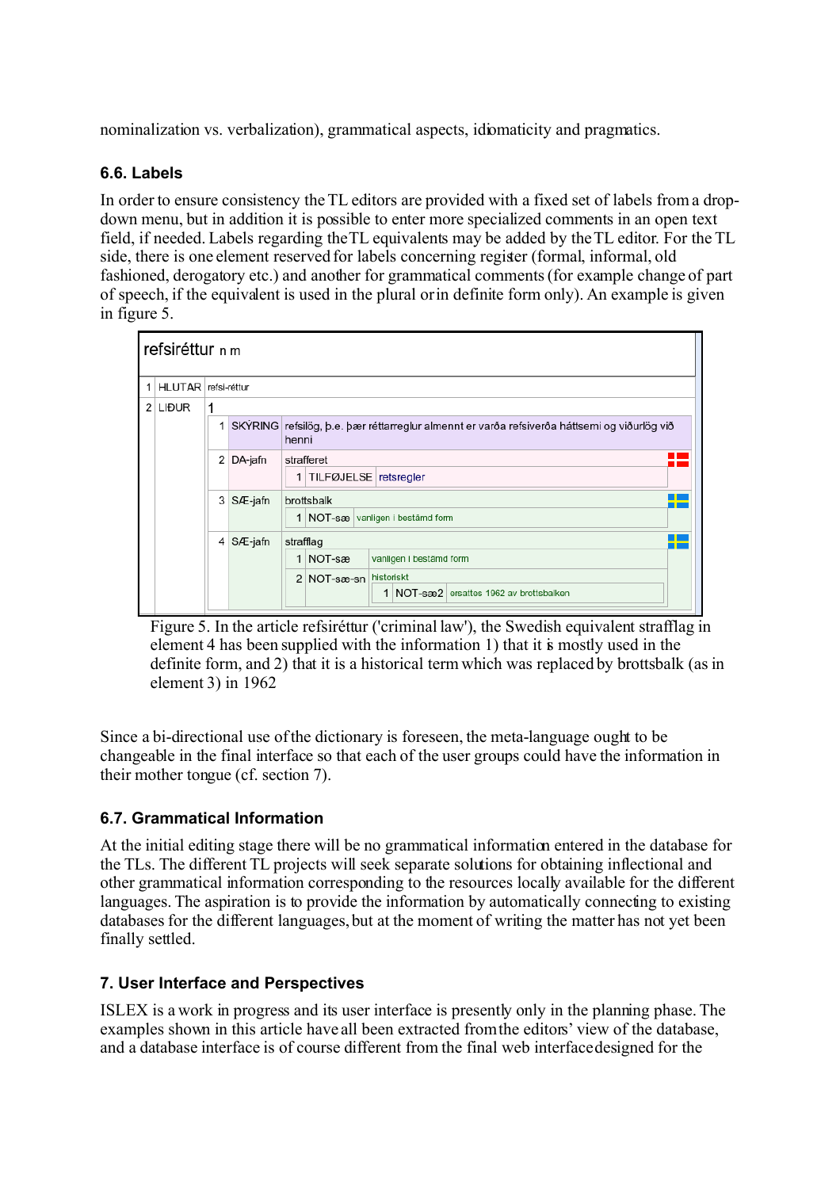nominalization vs. verbalization), grammatical aspects, idiomaticity and pragmatics.

### 6.6. Labels

In order to ensure consistency the TL editors are provided with a fixed set of labels from a drop-down menu, but in addition it is possible to enter more specialized comments in an open text field, if needed. Labels regarding the TL equivalents may be added by the TL editor. For the TL side, there is one element reserved for labels concerning register (formal, informal, old fashioned, derogatory etc.) and another for grammatical comments (for example change of part of speech, if the equivalent is used in the plural or in definite form only). An example is given in figure 5.

**refsiréttur** n m

| | | | | | | | | |
|---|---|---|---|---|---|---|---|---|
| 1 | HLUTAR | refsi-réttur | | | | | | |
| 2 | LIÐUR | 1 | | | | | | |
| | | 1 | SKÝRING | refsilög, þ.e. þær réttarreglur almennt er varða refsiverða háttsemi og viðurlög við henni | | | | |
| | | 2 | DA-jafn | strafferet | | | | |
| | | | | 1 | TILFØJELSE | retsregler | | |
| | | 3 | SÆ-jafn | brottsbalk | | | | |
| | | | | 1 | NOT-sæ | vanligen i bestämd form | | |
| | | 4 | SÆ-jafn | strafflag | | | | |
| | | | | 1 | NOT-sæ | vanligen i bestämd form | | |
| | | | | 2 | NOT-sæ-sn | historiskt | | |
| | | | | | | 1 | NOT-sæ2 | ersattes 1962 av brottsbalken |

Figure 5. In the article refsiréttur ('criminal law'), the Swedish equivalent strafflag in element 4 has been supplied with the information 1) that it is mostly used in the definite form, and 2) that it is a historical term which was replaced by brottsbalk (as in element 3) in 1962

Since a bi-directional use of the dictionary is foreseen, the meta-language ought to be changeable in the final interface so that each of the user groups could have the information in their mother tongue (cf. section 7).

### 6.7. Grammatical Information

At the initial editing stage there will be no grammatical information entered in the database for the TLs. The different TL projects will seek separate solutions for obtaining inflectional and other grammatical information corresponding to the resources locally available for the different languages. The aspiration is to provide the information by automatically connecting to existing databases for the different languages, but at the moment of writing the matter has not yet been finally settled.

## 7. User Interface and Perspectives

ISLEX is a work in progress and its user interface is presently only in the planning phase. The examples shown in this article have all been extracted from the editors' view of the database, and a database interface is of course different from the final web interface designed for the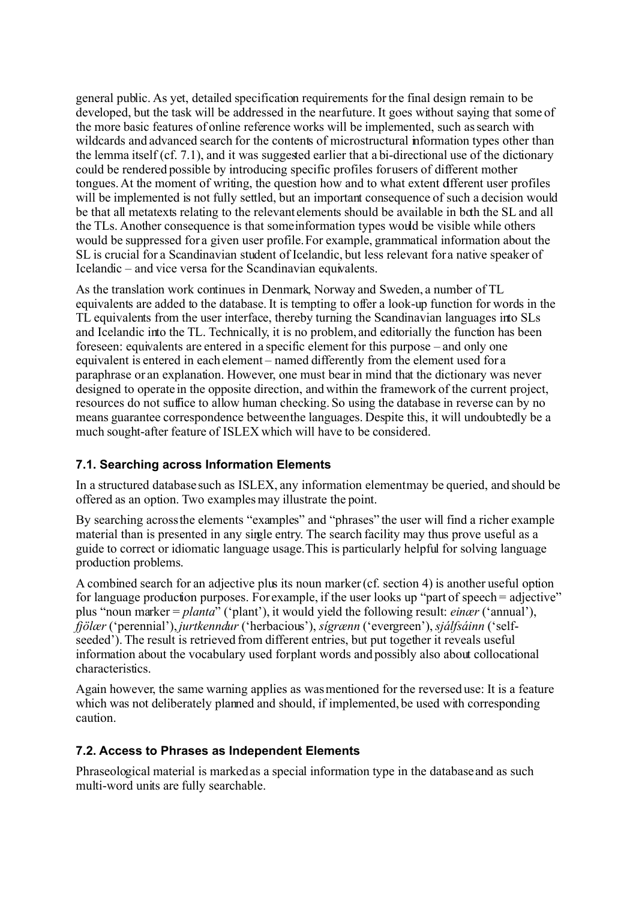general public. As yet, detailed specification requirements for the final design remain to be developed, but the task will be addressed in the near future. It goes without saying that some of the more basic features of online reference works will be implemented, such as search with wildcards and advanced search for the contents of microstructural information types other than the lemma itself (cf. 7.1), and it was suggested earlier that a bi-directional use of the dictionary could be rendered possible by introducing specific profiles for users of different mother tongues. At the moment of writing, the question how and to what extent different user profiles will be implemented is not fully settled, but an important consequence of such a decision would be that all metatexts relating to the relevant elements should be available in both the SL and all the TLs. Another consequence is that some information types would be visible while others would be suppressed for a given user profile. For example, grammatical information about the SL is crucial for a Scandinavian student of Icelandic, but less relevant for a native speaker of Icelandic – and vice versa for the Scandinavian equivalents.

As the translation work continues in Denmark, Norway and Sweden, a number of TL equivalents are added to the database. It is tempting to offer a look-up function for words in the TL equivalents from the user interface, thereby turning the Scandinavian languages into SLs and Icelandic into the TL. Technically, it is no problem, and editorially the function has been foreseen: equivalents are entered in a specific element for this purpose – and only one equivalent is entered in each element – named differently from the element used for a paraphrase or an explanation. However, one must bear in mind that the dictionary was never designed to operate in the opposite direction, and within the framework of the current project, resources do not suffice to allow human checking. So using the database in reverse can by no means guarantee correspondence between the languages. Despite this, it will undoubtedly be a much sought-after feature of ISLEX which will have to be considered.

### 7.1. Searching across Information Elements

In a structured database such as ISLEX, any information element may be queried, and should be offered as an option. Two examples may illustrate the point.

By searching across the elements "examples" and "phrases" the user will find a richer example material than is presented in any single entry. The search facility may thus prove useful as a guide to correct or idiomatic language usage. This is particularly helpful for solving language production problems.

A combined search for an adjective plus its noun marker (cf. section 4) is another useful option for language production purposes. For example, if the user looks up "part of speech = adjective" plus "noun marker = *planta*" ('plant'), it would yield the following result: *einær* ('annual'), *fjölær* ('perennial'), *jurtkenndur* ('herbacious'), *sígrænn* ('evergreen'), *sjálfsáinn* ('self-seeded'). The result is retrieved from different entries, but put together it reveals useful information about the vocabulary used for plant words and possibly also about collocational characteristics.

Again however, the same warning applies as was mentioned for the reversed use: It is a feature which was not deliberately planned and should, if implemented, be used with corresponding caution.

### 7.2. Access to Phrases as Independent Elements

Phraseological material is marked as a special information type in the database and as such multi-word units are fully searchable.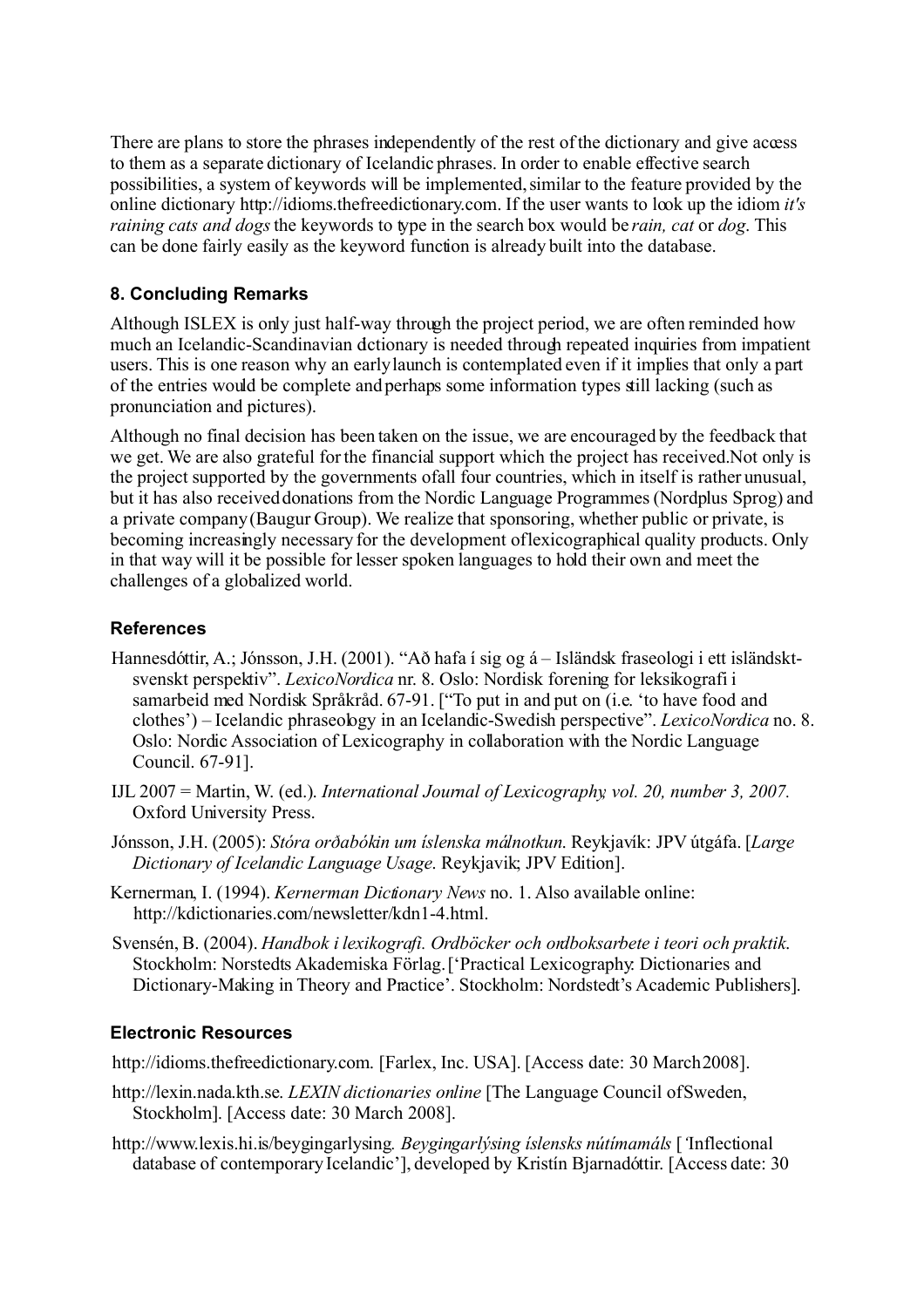There are plans to store the phrases independently of the rest of the dictionary and give access to them as a separate dictionary of Icelandic phrases. In order to enable effective search possibilities, a system of keywords will be implemented, similar to the feature provided by the online dictionary http://idioms.thefreedictionary.com. If the user wants to look up the idiom *it's raining cats and dogs* the keywords to type in the search box would be *rain, cat* or *dog*. This can be done fairly easily as the keyword function is already built into the database.

### 8. Concluding Remarks

Although ISLEX is only just half-way through the project period, we are often reminded how much an Icelandic-Scandinavian dictionary is needed through repeated inquiries from impatient users. This is one reason why an early launch is contemplated even if it implies that only a part of the entries would be complete and perhaps some information types still lacking (such as pronunciation and pictures).

Although no final decision has been taken on the issue, we are encouraged by the feedback that we get. We are also grateful for the financial support which the project has received.Not only is the project supported by the governments of all four countries, which in itself is rather unusual, but it has also received donations from the Nordic Language Programmes (Nordplus Sprog) and a private company (Baugur Group). We realize that sponsoring, whether public or private, is becoming increasingly necessary for the development of lexicographical quality products. Only in that way will it be possible for lesser spoken languages to hold their own and meet the challenges of a globalized world.

### References

Hannesdóttir, A.; Jónsson, J.H. (2001). "Að hafa í sig og á – Isländsk fraseologi i ett isländskt-svenskt perspektiv". *LexicoNordica* nr. 8. Oslo: Nordisk forening for leksikografi i samarbeid med Nordisk Språkråd. 67-91. ["To put in and put on (i.e. 'to have food and clothes') – Icelandic phraseology in an Icelandic-Swedish perspective". *LexicoNordica* no. 8. Oslo: Nordic Association of Lexicography in collaboration with the Nordic Language Council. 67-91].

IJL 2007 = Martin, W. (ed.). *International Journal of Lexicography, vol. 20, number 3, 2007.* Oxford University Press.

Jónsson, J.H. (2005): *Stóra orðabókin um íslenska málnotkun*. Reykjavík: JPV útgáfa. [*Large Dictionary of Icelandic Language Usage*. Reykjavik; JPV Edition].

Kernerman, I. (1994). *Kernerman Dictionary News* no. 1. Also available online: http://kdictionaries.com/newsletter/kdn1-4.html.

Svensén, B. (2004). *Handbok i lexikografi. Ordböcker och ordboksarbete i teori och praktik*. Stockholm: Norstedts Akademiska Förlag. ['Practical Lexicography: Dictionaries and Dictionary-Making in Theory and Practice'. Stockholm: Nordstedt's Academic Publishers].

### Electronic Resources

http://idioms.thefreedictionary.com. [Farlex, Inc. USA]. [Access date: 30 March 2008].

http://lexin.nada.kth.se. *LEXIN dictionaries online* [The Language Council of Sweden, Stockholm]. [Access date: 30 March 2008].

http://www.lexis.hi.is/beygingarlysing. *Beygingarlýsing íslensks nútímamáls* ['Inflectional database of contemporary Icelandic'], developed by Kristín Bjarnadóttir. [Access date: 30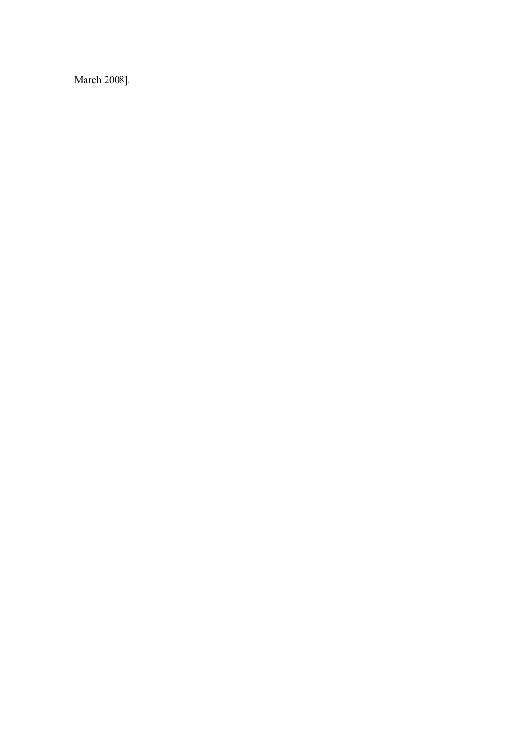March 2008].